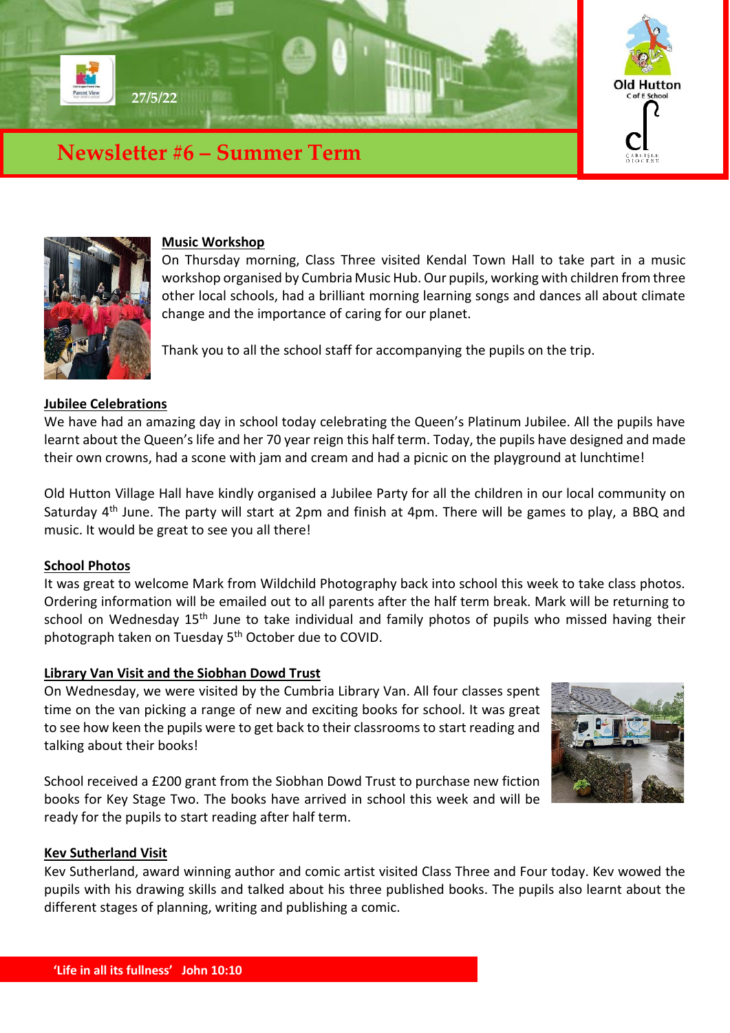27/5/22

# Newsletter #6 – Summer Term

Old Hutton C of E School

### Music Workshop

On Thursday morning, Class Three visited Kendal Town Hall to take part in a music workshop organised by Cumbria Music Hub. Our pupils, working with children from three other local schools, had a brilliant morning learning songs and dances all about climate change and the importance of caring for our planet.

Thank you to all the school staff for accompanying the pupils on the trip.

### Jubilee Celebrations

We have had an amazing day in school today celebrating the Queen's Platinum Jubilee. All the pupils have learnt about the Queen's life and her 70 year reign this half term. Today, the pupils have designed and made their own crowns, had a scone with jam and cream and had a picnic on the playground at lunchtime!

Old Hutton Village Hall have kindly organised a Jubilee Party for all the children in our local community on Saturday 4th June. The party will start at 2pm and finish at 4pm. There will be games to play, a BBQ and music. It would be great to see you all there!

### School Photos

It was great to welcome Mark from Wildchild Photography back into school this week to take class photos. Ordering information will be emailed out to all parents after the half term break. Mark will be returning to school on Wednesday 15th June to take individual and family photos of pupils who missed having their photograph taken on Tuesday 5th October due to COVID.

### Library Van Visit and the Siobhan Dowd Trust

On Wednesday, we were visited by the Cumbria Library Van. All four classes spent time on the van picking a range of new and exciting books for school. It was great to see how keen the pupils were to get back to their classrooms to start reading and talking about their books!

School received a £200 grant from the Siobhan Dowd Trust to purchase new fiction books for Key Stage Two. The books have arrived in school this week and will be ready for the pupils to start reading after half term.

### Kev Sutherland Visit

Kev Sutherland, award winning author and comic artist visited Class Three and Four today. Kev wowed the pupils with his drawing skills and talked about his three published books. The pupils also learnt about the different stages of planning, writing and publishing a comic.

**'Life in all its fullness' John 10:10**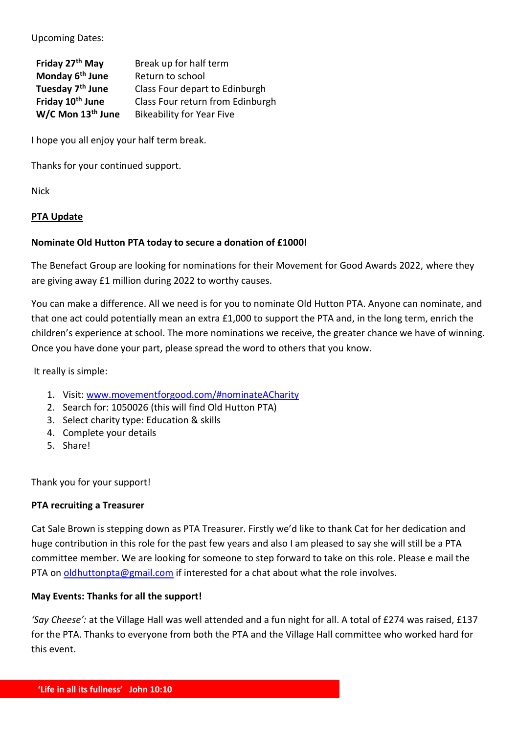Upcoming Dates:

| | |
|---|---|
| **Friday 27th May** | Break up for half term |
| **Monday 6th June** | Return to school |
| **Tuesday 7th June** | Class Four depart to Edinburgh |
| **Friday 10th June** | Class Four return from Edinburgh |
| **W/C Mon 13th June** | Bikeability for Year Five |

I hope you all enjoy your half term break.

Thanks for your continued support.

Nick

**PTA Update**

**Nominate Old Hutton PTA today to secure a donation of £1000!**

The Benefact Group are looking for nominations for their Movement for Good Awards 2022, where they are giving away £1 million during 2022 to worthy causes.

You can make a difference. All we need is for you to nominate Old Hutton PTA. Anyone can nominate, and that one act could potentially mean an extra £1,000 to support the PTA and, in the long term, enrich the children's experience at school. The more nominations we receive, the greater chance we have of winning. Once you have done your part, please spread the word to others that you know.

It really is simple:

1. Visit: www.movementforgood.com/#nominateACharity
2. Search for: 1050026 (this will find Old Hutton PTA)
3. Select charity type: Education & skills
4. Complete your details
5. Share!

Thank you for your support!

**PTA recruiting a Treasurer**

Cat Sale Brown is stepping down as PTA Treasurer. Firstly we'd like to thank Cat for her dedication and huge contribution in this role for the past few years and also I am pleased to say she will still be a PTA committee member. We are looking for someone to step forward to take on this role. Please e mail the PTA on oldhuttonpta@gmail.com if interested for a chat about what the role involves.

**May Events: Thanks for all the support!**

*'Say Cheese':* at the Village Hall was well attended and a fun night for all. A total of £274 was raised, £137 for the PTA. Thanks to everyone from both the PTA and the Village Hall committee who worked hard for this event.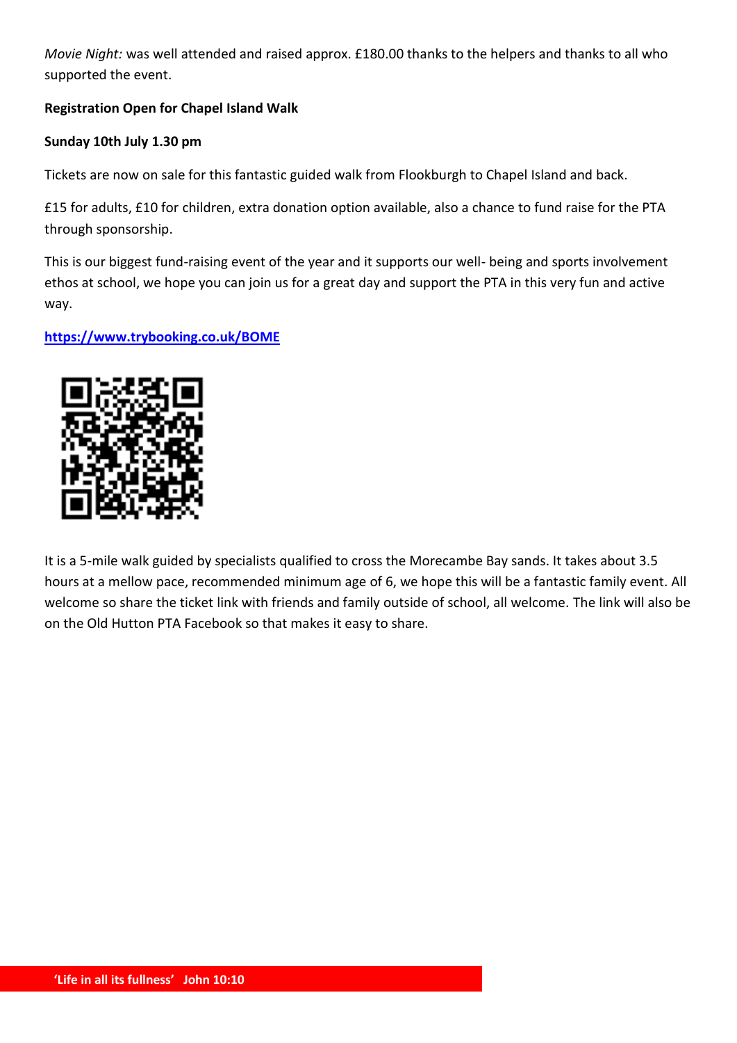*Movie Night:* was well attended and raised approx. £180.00 thanks to the helpers and thanks to all who supported the event.

**Registration Open for Chapel Island Walk**

**Sunday 10th July 1.30 pm**

Tickets are now on sale for this fantastic guided walk from Flookburgh to Chapel Island and back.

£15 for adults, £10 for children, extra donation option available, also a chance to fund raise for the PTA through sponsorship.

This is our biggest fund-raising event of the year and it supports our well- being and sports involvement ethos at school, we hope you can join us for a great day and support the PTA in this very fun and active way.

**https://www.trybooking.co.uk/BOME**

It is a 5-mile walk guided by specialists qualified to cross the Morecambe Bay sands. It takes about 3.5 hours at a mellow pace, recommended minimum age of 6, we hope this will be a fantastic family event. All welcome so share the ticket link with friends and family outside of school, all welcome. The link will also be on the Old Hutton PTA Facebook so that makes it easy to share.